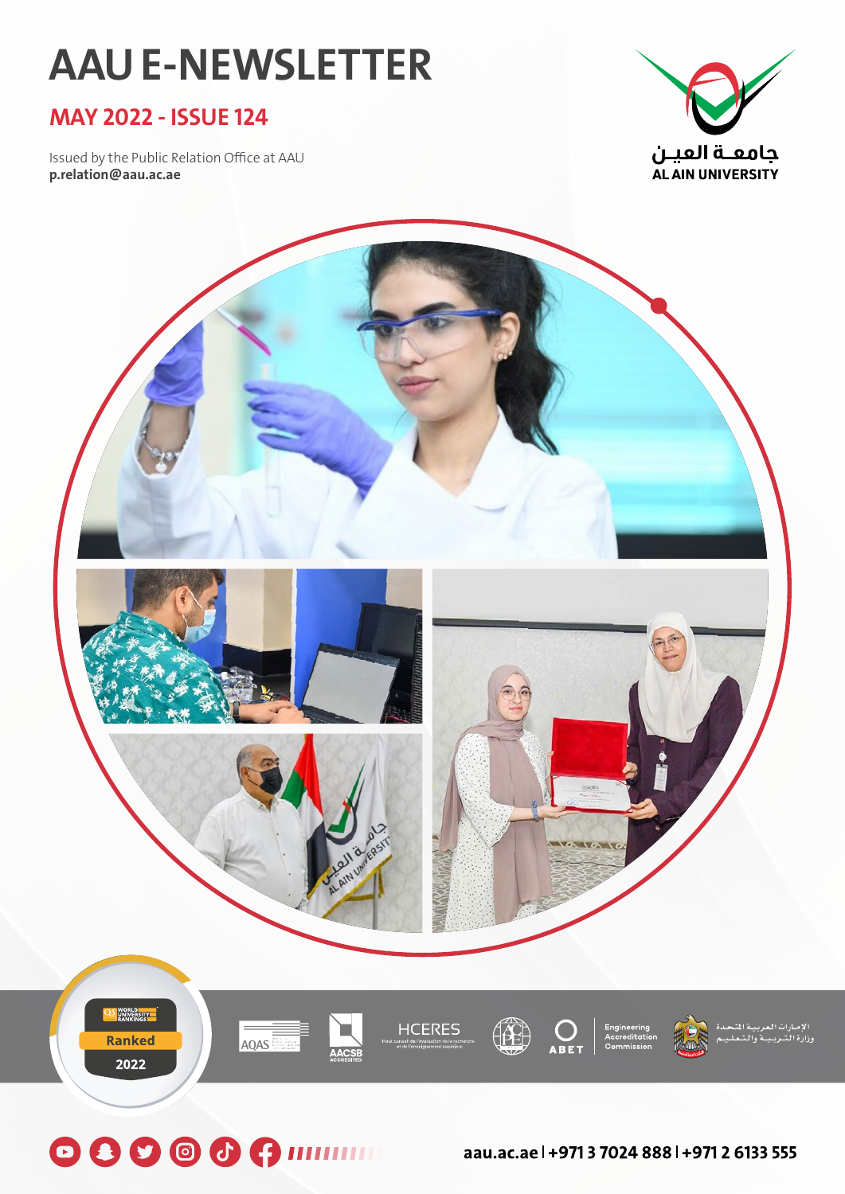# AAU E-NEWSLETTER

## MAY 2022 - ISSUE 124

Issued by the Public Relation Office at AAU
**p.relation@aau.ac.ae**

جامعة العين
AL AIN UNIVERSITY

QS World University Rankings
Ranked
2022

AQAS | AACSB ACCREDITED | HCERES Haut conseil de l'évaluation de la recherche et de l'enseignement supérieur | ACPE | ABET Engineering Accreditation Commission | الإمارات العربية المتحدة وزارة التربية والتعليم

aau.ac.ae | +971 3 7024 888 | +971 2 6133 555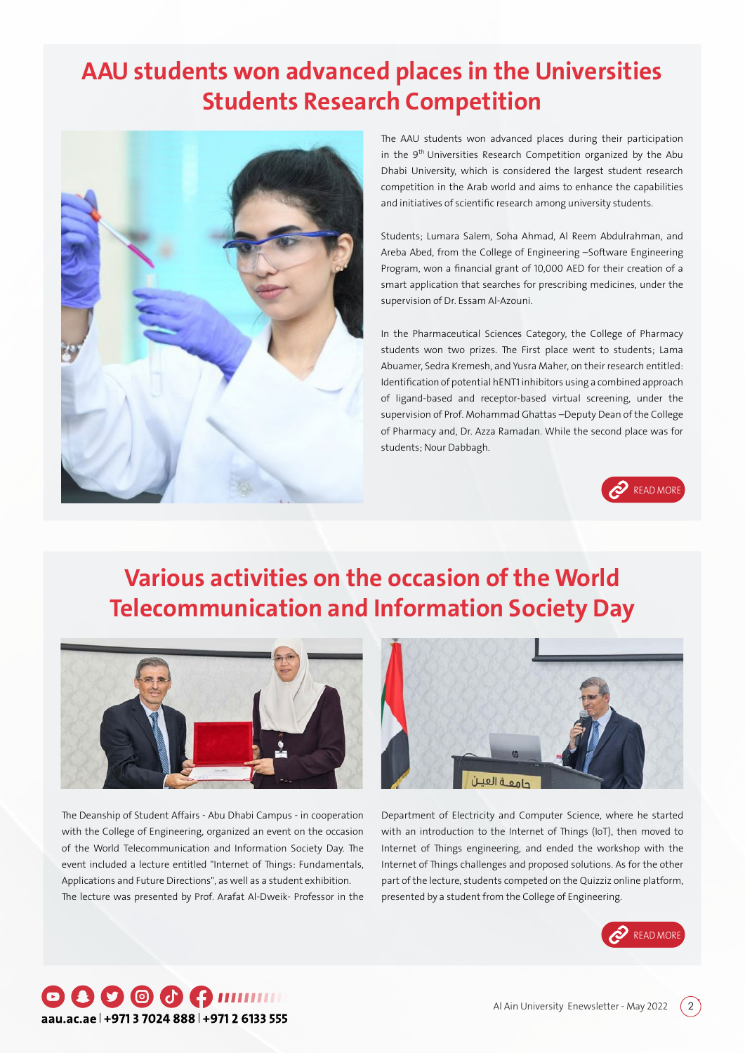# AAU students won advanced places in the Universities Students Research Competition

The AAU students won advanced places during their participation in the 9th Universities Research Competition organized by the Abu Dhabi University, which is considered the largest student research competition in the Arab world and aims to enhance the capabilities and initiatives of scientific research among university students.

Students; Lumara Salem, Soha Ahmad, Al Reem Abdulrahman, and Areba Abed, from the College of Engineering –Software Engineering Program, won a financial grant of 10,000 AED for their creation of a smart application that searches for prescribing medicines, under the supervision of Dr. Essam Al-Azouni.

In the Pharmaceutical Sciences Category, the College of Pharmacy students won two prizes. The First place went to students; Lama Abuamer, Sedra Kremesh, and Yusra Maher, on their research entitled: Identification of potential hENT1 inhibitors using a combined approach of ligand-based and receptor-based virtual screening, under the supervision of Prof. Mohammad Ghattas –Deputy Dean of the College of Pharmacy and, Dr. Azza Ramadan. While the second place was for students; Nour Dabbagh.

READ MORE

# Various activities on the occasion of the World Telecommunication and Information Society Day

The Deanship of Student Affairs - Abu Dhabi Campus - in cooperation with the College of Engineering, organized an event on the occasion of the World Telecommunication and Information Society Day. The event included a lecture entitled "Internet of Things: Fundamentals, Applications and Future Directions", as well as a student exhibition.
The lecture was presented by Prof. Arafat Al-Dweik- Professor in the Department of Electricity and Computer Science, where he started with an introduction to the Internet of Things (IoT), then moved to Internet of Things engineering, and ended the workshop with the Internet of Things challenges and proposed solutions. As for the other part of the lecture, students competed on the Quizziz online platform, presented by a student from the College of Engineering.

READ MORE

aau.ac.ae | +971 3 7024 888 | +971 2 6133 555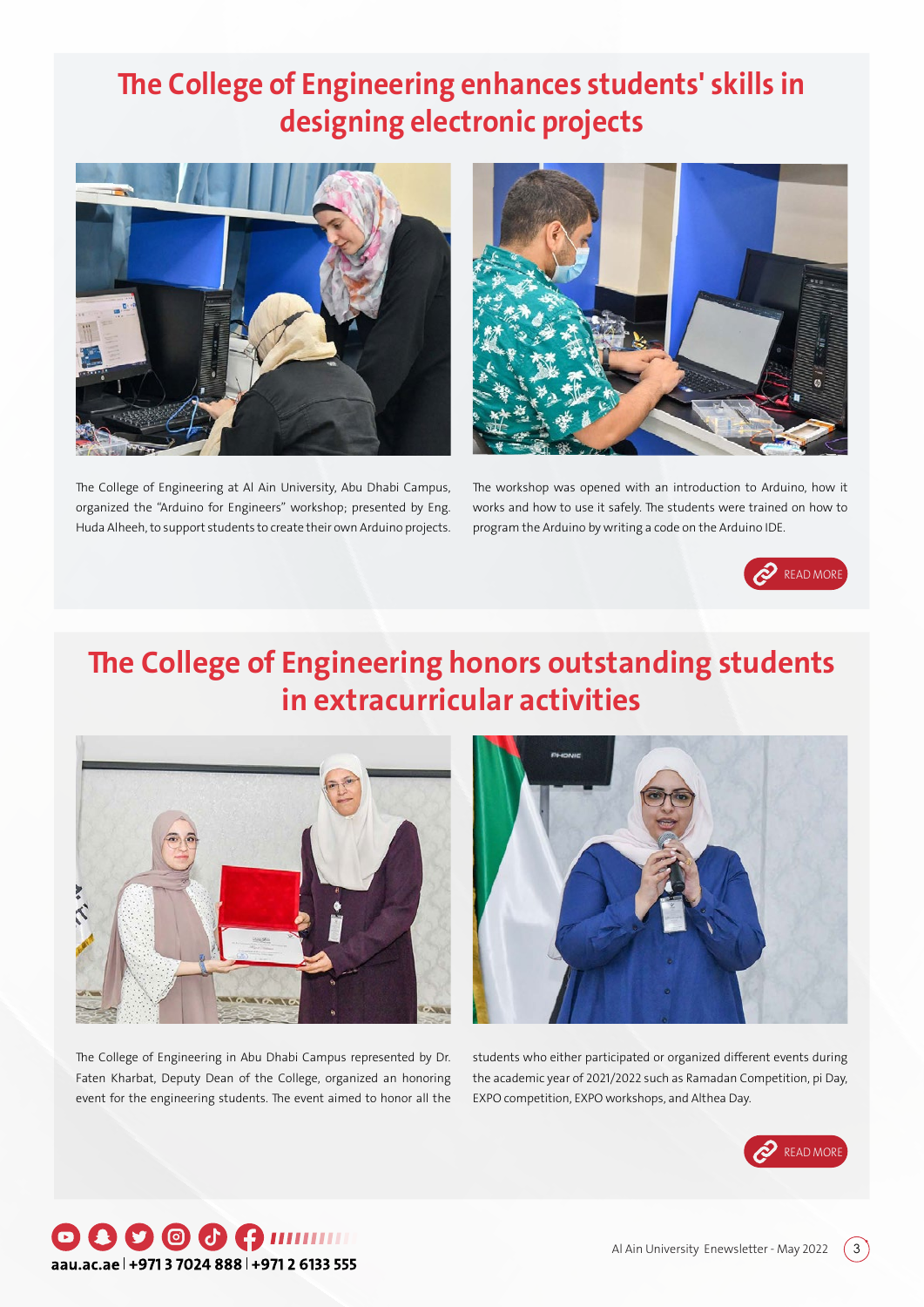# The College of Engineering enhances students' skills in designing electronic projects

The College of Engineering at Al Ain University, Abu Dhabi Campus, organized the "Arduino for Engineers" workshop; presented by Eng. Huda Alheeh, to support students to create their own Arduino projects.

The workshop was opened with an introduction to Arduino, how it works and how to use it safely. The students were trained on how to program the Arduino by writing a code on the Arduino IDE.

READ MORE

# The College of Engineering honors outstanding students in extracurricular activities

The College of Engineering in Abu Dhabi Campus represented by Dr. Faten Kharbat, Deputy Dean of the College, organized an honoring event for the engineering students. The event aimed to honor all the students who either participated or organized different events during the academic year of 2021/2022 such as Ramadan Competition, pi Day, EXPO competition, EXPO workshops, and Althea Day.

READ MORE

aau.ac.ae | +971 3 7024 888 | +971 2 6133 555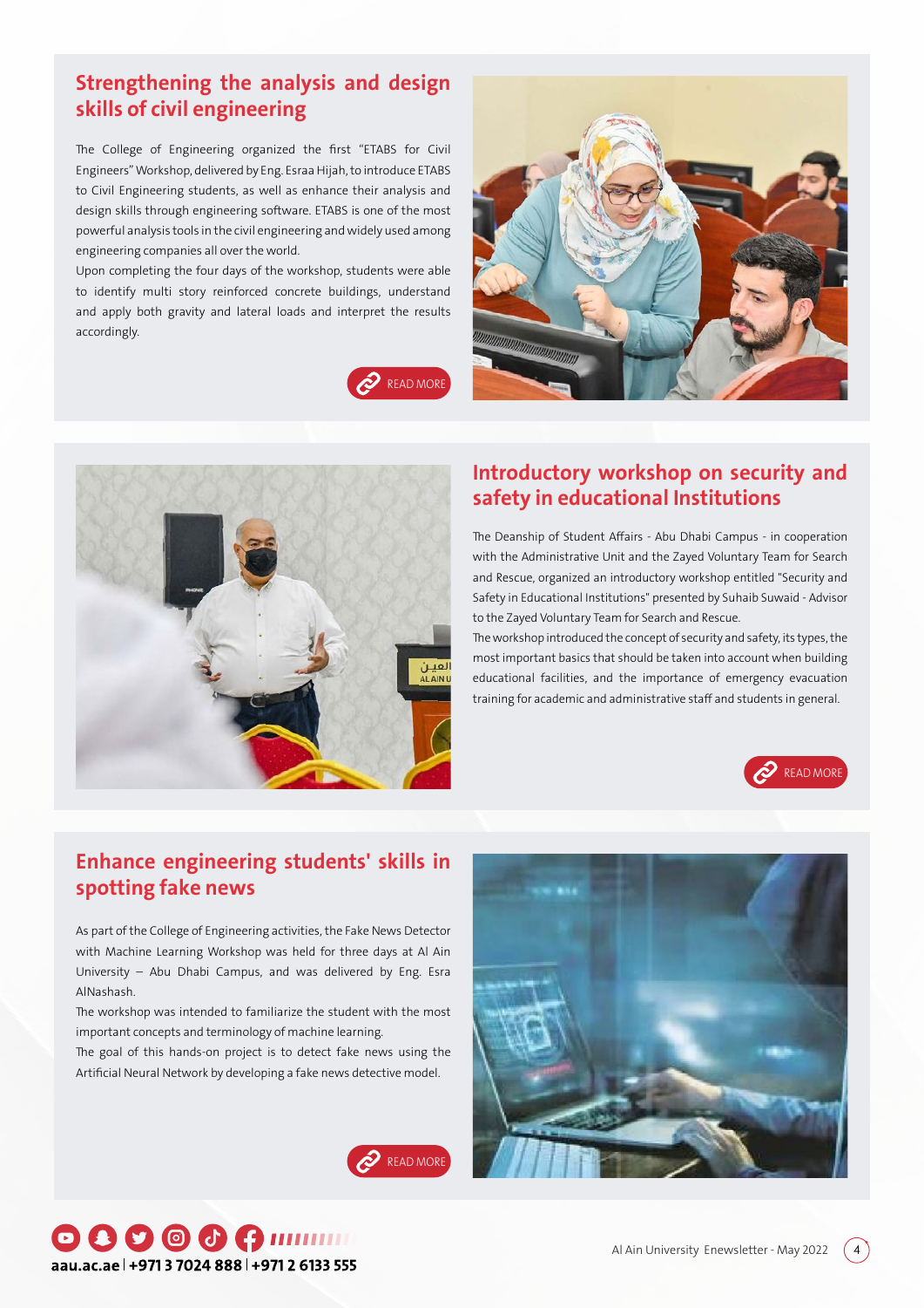## Strengthening the analysis and design skills of civil engineering

The College of Engineering organized the first "ETABS for Civil Engineers" Workshop, delivered by Eng. Esraa Hijah, to introduce ETABS to Civil Engineering students, as well as enhance their analysis and design skills through engineering software. ETABS is one of the most powerful analysis tools in the civil engineering and widely used among engineering companies all over the world.

Upon completing the four days of the workshop, students were able to identify multi story reinforced concrete buildings, understand and apply both gravity and lateral loads and interpret the results accordingly.

READ MORE

## Introductory workshop on security and safety in educational Institutions

The Deanship of Student Affairs - Abu Dhabi Campus - in cooperation with the Administrative Unit and the Zayed Voluntary Team for Search and Rescue, organized an introductory workshop entitled "Security and Safety in Educational Institutions" presented by Suhaib Suwaid - Advisor to the Zayed Voluntary Team for Search and Rescue.

The workshop introduced the concept of security and safety, its types, the most important basics that should be taken into account when building educational facilities, and the importance of emergency evacuation training for academic and administrative staff and students in general.

READ MORE

## Enhance engineering students' skills in spotting fake news

As part of the College of Engineering activities, the Fake News Detector with Machine Learning Workshop was held for three days at Al Ain University – Abu Dhabi Campus, and was delivered by Eng. Esra AlNashash.

The workshop was intended to familiarize the student with the most important concepts and terminology of machine learning.

The goal of this hands-on project is to detect fake news using the Artificial Neural Network by developing a fake news detective model.

READ MORE

aau.ac.ae | +971 3 7024 888 | +971 2 6133 555